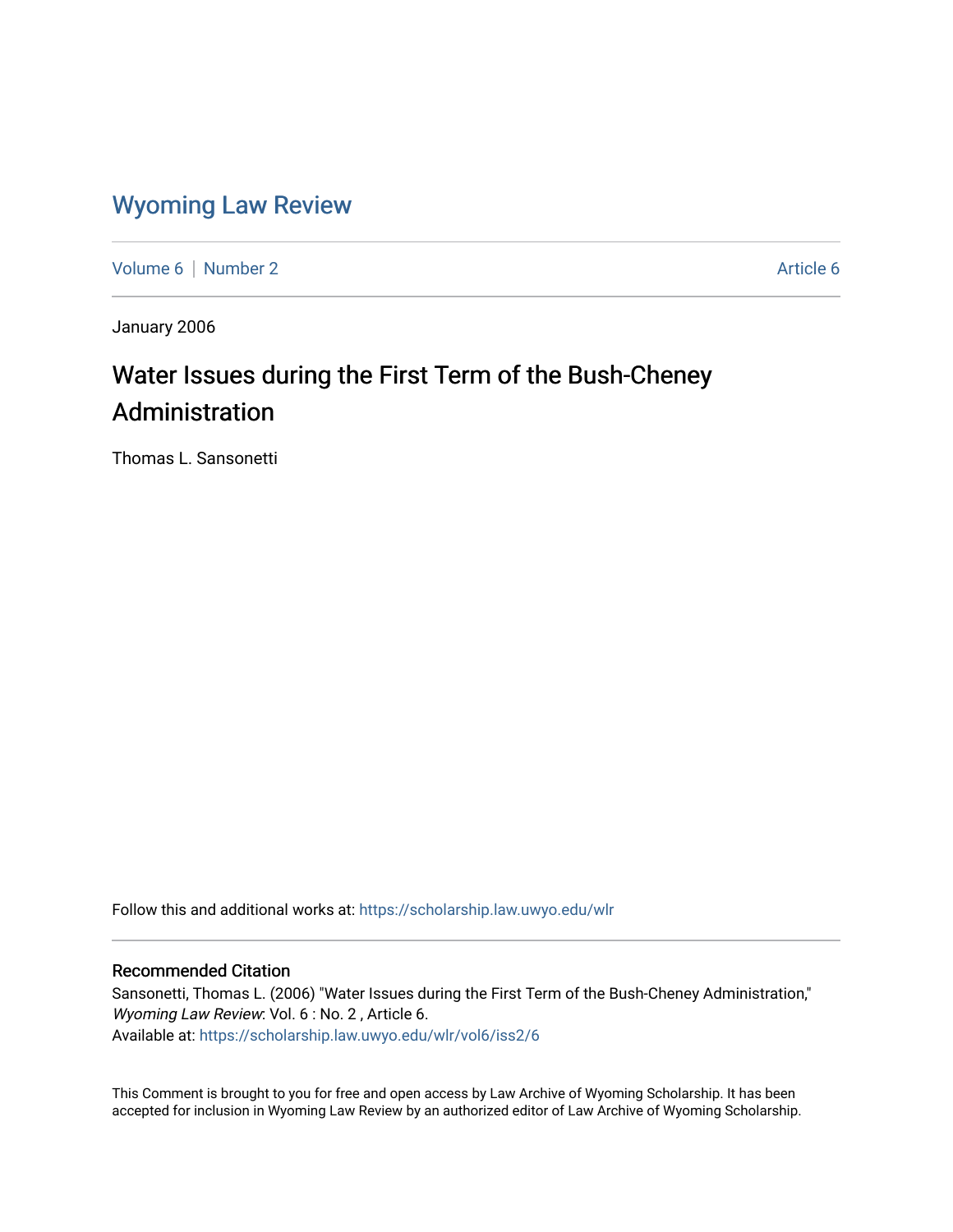# Wyoming Law Review

Volume 6 | Number 2 — Article 6

January 2006

## Water Issues during the First Term of the Bush-Cheney Administration

Thomas L. Sansonetti

Follow this and additional works at: https://scholarship.law.uwyo.edu/wlr

### Recommended Citation

Sansonetti, Thomas L. (2006) "Water Issues during the First Term of the Bush-Cheney Administration," *Wyoming Law Review*: Vol. 6 : No. 2 , Article 6.
Available at: https://scholarship.law.uwyo.edu/wlr/vol6/iss2/6

This Comment is brought to you for free and open access by Law Archive of Wyoming Scholarship. It has been accepted for inclusion in Wyoming Law Review by an authorized editor of Law Archive of Wyoming Scholarship.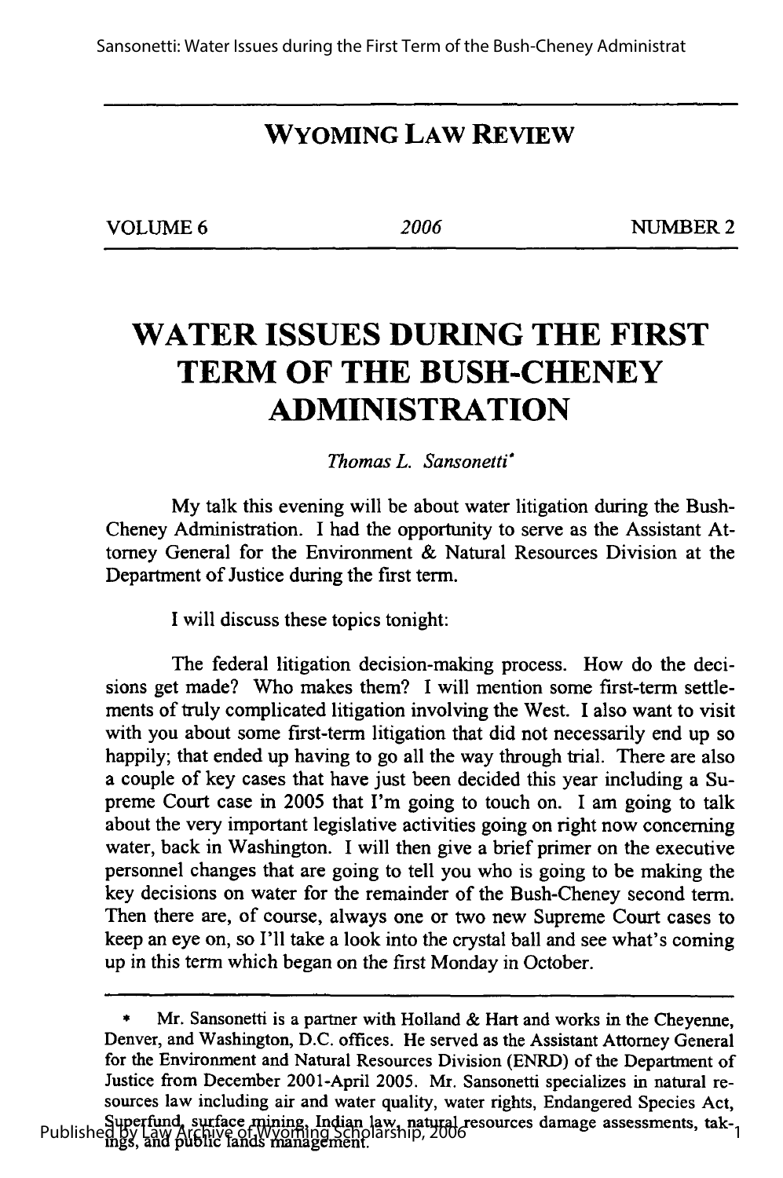**WYOMING LAW REVIEW**

VOLUME 6 | 2006 | NUMBER 2

# WATER ISSUES DURING THE FIRST TERM OF THE BUSH-CHENEY ADMINISTRATION

*Thomas L. Sansonetti**

My talk this evening will be about water litigation during the Bush-Cheney Administration. I had the opportunity to serve as the Assistant Attorney General for the Environment & Natural Resources Division at the Department of Justice during the first term.

I will discuss these topics tonight:

The federal litigation decision-making process. How do the decisions get made? Who makes them? I will mention some first-term settlements of truly complicated litigation involving the West. I also want to visit with you about some first-term litigation that did not necessarily end up so happily; that ended up having to go all the way through trial. There are also a couple of key cases that have just been decided this year including a Supreme Court case in 2005 that I'm going to touch on. I am going to talk about the very important legislative activities going on right now concerning water, back in Washington. I will then give a brief primer on the executive personnel changes that are going to tell you who is going to be making the key decisions on water for the remainder of the Bush-Cheney second term. Then there are, of course, always one or two new Supreme Court cases to keep an eye on, so I'll take a look into the crystal ball and see what's coming up in this term which began on the first Monday in October.

---

\* Mr. Sansonetti is a partner with Holland & Hart and works in the Cheyenne, Denver, and Washington, D.C. offices. He served as the Assistant Attorney General for the Environment and Natural Resources Division (ENRD) of the Department of Justice from December 2001-April 2005. Mr. Sansonetti specializes in natural resources law including air and water quality, water rights, Endangered Species Act, Superfund, surface mining, Indian law, natural resources damage assessments, takings, and public lands management.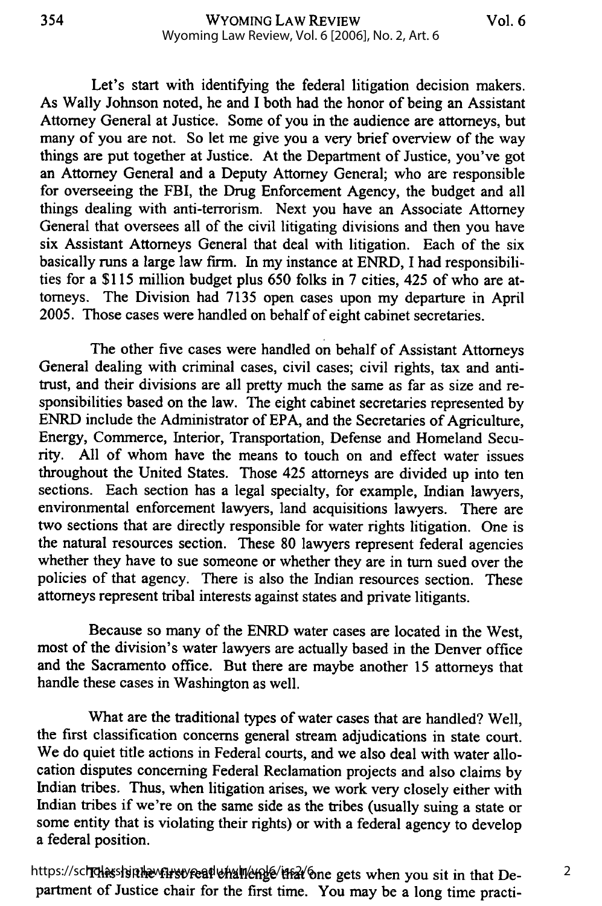Let's start with identifying the federal litigation decision makers. As Wally Johnson noted, he and I both had the honor of being an Assistant Attorney General at Justice. Some of you in the audience are attorneys, but many of you are not. So let me give you a very brief overview of the way things are put together at Justice. At the Department of Justice, you've got an Attorney General and a Deputy Attorney General; who are responsible for overseeing the FBI, the Drug Enforcement Agency, the budget and all things dealing with anti-terrorism. Next you have an Associate Attorney General that oversees all of the civil litigating divisions and then you have six Assistant Attorneys General that deal with litigation. Each of the six basically runs a large law firm. In my instance at ENRD, I had responsibilities for a $115 million budget plus 650 folks in 7 cities, 425 of who are attorneys. The Division had 7135 open cases upon my departure in April 2005. Those cases were handled on behalf of eight cabinet secretaries.

The other five cases were handled on behalf of Assistant Attorneys General dealing with criminal cases, civil cases; civil rights, tax and antitrust, and their divisions are all pretty much the same as far as size and responsibilities based on the law. The eight cabinet secretaries represented by ENRD include the Administrator of EPA, and the Secretaries of Agriculture, Energy, Commerce, Interior, Transportation, Defense and Homeland Security. All of whom have the means to touch on and effect water issues throughout the United States. Those 425 attorneys are divided up into ten sections. Each section has a legal specialty, for example, Indian lawyers, environmental enforcement lawyers, land acquisitions lawyers. There are two sections that are directly responsible for water rights litigation. One is the natural resources section. These 80 lawyers represent federal agencies whether they have to sue someone or whether they are in turn sued over the policies of that agency. There is also the Indian resources section. These attorneys represent tribal interests against states and private litigants.

Because so many of the ENRD water cases are located in the West, most of the division's water lawyers are actually based in the Denver office and the Sacramento office. But there are maybe another 15 attorneys that handle these cases in Washington as well.

What are the traditional types of water cases that are handled? Well, the first classification concerns general stream adjudications in state court. We do quiet title actions in Federal courts, and we also deal with water allocation disputes concerning Federal Reclamation projects and also claims by Indian tribes. Thus, when litigation arises, we work very closely either with Indian tribes if we're on the same side as the tribes (usually suing a state or some entity that is violating their rights) or with a federal agency to develop a federal position.

This is the first real challenge that one gets when you sit in that Department of Justice chair for the first time. You may be a long time practi-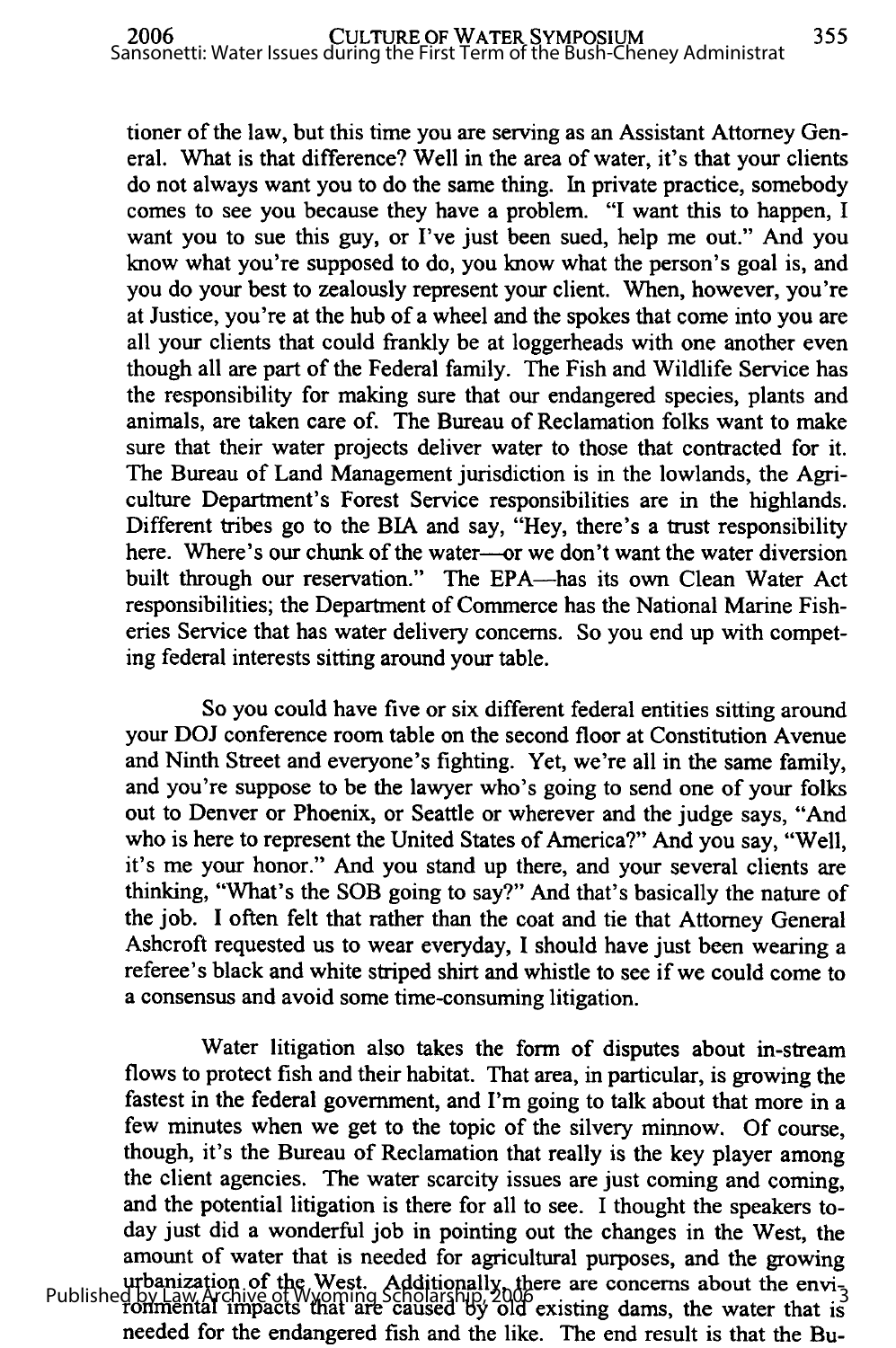tioner of the law, but this time you are serving as an Assistant Attorney General. What is that difference? Well in the area of water, it's that your clients do not always want you to do the same thing. In private practice, somebody comes to see you because they have a problem. "I want this to happen, I want you to sue this guy, or I've just been sued, help me out." And you know what you're supposed to do, you know what the person's goal is, and you do your best to zealously represent your client. When, however, you're at Justice, you're at the hub of a wheel and the spokes that come into you are all your clients that could frankly be at loggerheads with one another even though all are part of the Federal family. The Fish and Wildlife Service has the responsibility for making sure that our endangered species, plants and animals, are taken care of. The Bureau of Reclamation folks want to make sure that their water projects deliver water to those that contracted for it. The Bureau of Land Management jurisdiction is in the lowlands, the Agriculture Department's Forest Service responsibilities are in the highlands. Different tribes go to the BIA and say, "Hey, there's a trust responsibility here. Where's our chunk of the water—or we don't want the water diversion built through our reservation." The EPA—has its own Clean Water Act responsibilities; the Department of Commerce has the National Marine Fisheries Service that has water delivery concerns. So you end up with competing federal interests sitting around your table.

So you could have five or six different federal entities sitting around your DOJ conference room table on the second floor at Constitution Avenue and Ninth Street and everyone's fighting. Yet, we're all in the same family, and you're suppose to be the lawyer who's going to send one of your folks out to Denver or Phoenix, or Seattle or wherever and the judge says, "And who is here to represent the United States of America?" And you say, "Well, it's me your honor." And you stand up there, and your several clients are thinking, "What's the SOB going to say?" And that's basically the nature of the job. I often felt that rather than the coat and tie that Attorney General Ashcroft requested us to wear everyday, I should have just been wearing a referee's black and white striped shirt and whistle to see if we could come to a consensus and avoid some time-consuming litigation.

Water litigation also takes the form of disputes about in-stream flows to protect fish and their habitat. That area, in particular, is growing the fastest in the federal government, and I'm going to talk about that more in a few minutes when we get to the topic of the silvery minnow. Of course, though, it's the Bureau of Reclamation that really is the key player among the client agencies. The water scarcity issues are just coming and coming, and the potential litigation is there for all to see. I thought the speakers today just did a wonderful job in pointing out the changes in the West, the amount of water that is needed for agricultural purposes, and the growing urbanization of the West. Additionally, there are concerns about the environmental impacts that are caused by old existing dams, the water that is needed for the endangered fish and the like. The end result is that the Bu-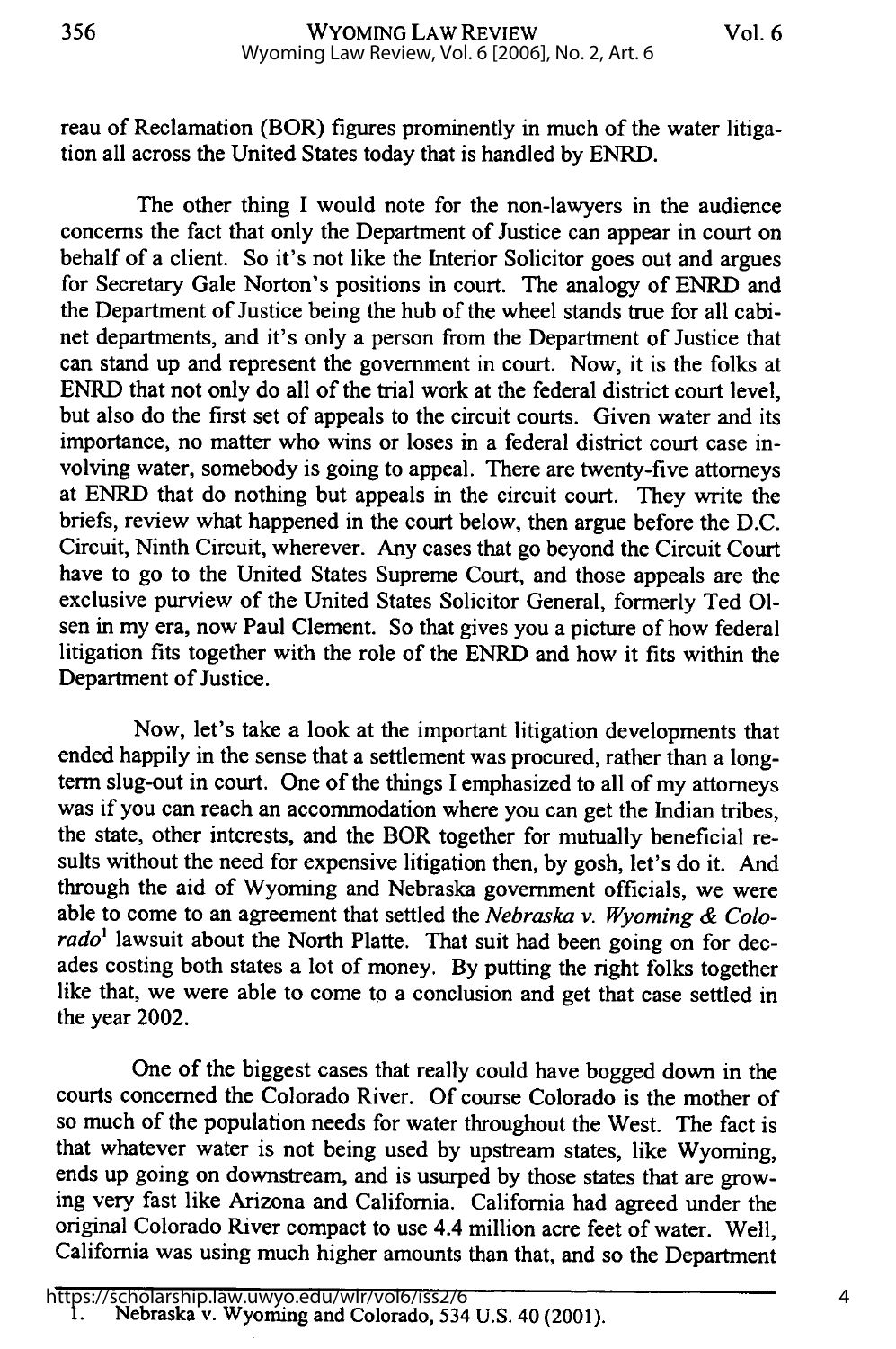reau of Reclamation (BOR) figures prominently in much of the water litigation all across the United States today that is handled by ENRD.

The other thing I would note for the non-lawyers in the audience concerns the fact that only the Department of Justice can appear in court on behalf of a client. So it's not like the Interior Solicitor goes out and argues for Secretary Gale Norton's positions in court. The analogy of ENRD and the Department of Justice being the hub of the wheel stands true for all cabinet departments, and it's only a person from the Department of Justice that can stand up and represent the government in court. Now, it is the folks at ENRD that not only do all of the trial work at the federal district court level, but also do the first set of appeals to the circuit courts. Given water and its importance, no matter who wins or loses in a federal district court case involving water, somebody is going to appeal. There are twenty-five attorneys at ENRD that do nothing but appeals in the circuit court. They write the briefs, review what happened in the court below, then argue before the D.C. Circuit, Ninth Circuit, wherever. Any cases that go beyond the Circuit Court have to go to the United States Supreme Court, and those appeals are the exclusive purview of the United States Solicitor General, formerly Ted Olsen in my era, now Paul Clement. So that gives you a picture of how federal litigation fits together with the role of the ENRD and how it fits within the Department of Justice.

Now, let's take a look at the important litigation developments that ended happily in the sense that a settlement was procured, rather than a long-term slug-out in court. One of the things I emphasized to all of my attorneys was if you can reach an accommodation where you can get the Indian tribes, the state, other interests, and the BOR together for mutually beneficial results without the need for expensive litigation then, by gosh, let's do it. And through the aid of Wyoming and Nebraska government officials, we were able to come to an agreement that settled the *Nebraska v. Wyoming & Colorado*[1] lawsuit about the North Platte. That suit had been going on for decades costing both states a lot of money. By putting the right folks together like that, we were able to come to a conclusion and get that case settled in the year 2002.

One of the biggest cases that really could have bogged down in the courts concerned the Colorado River. Of course Colorado is the mother of so much of the population needs for water throughout the West. The fact is that whatever water is not being used by upstream states, like Wyoming, ends up going on downstream, and is usurped by those states that are growing very fast like Arizona and California. California had agreed under the original Colorado River compact to use 4.4 million acre feet of water. Well, California was using much higher amounts than that, and so the Department

1. Nebraska v. Wyoming and Colorado, 534 U.S. 40 (2001).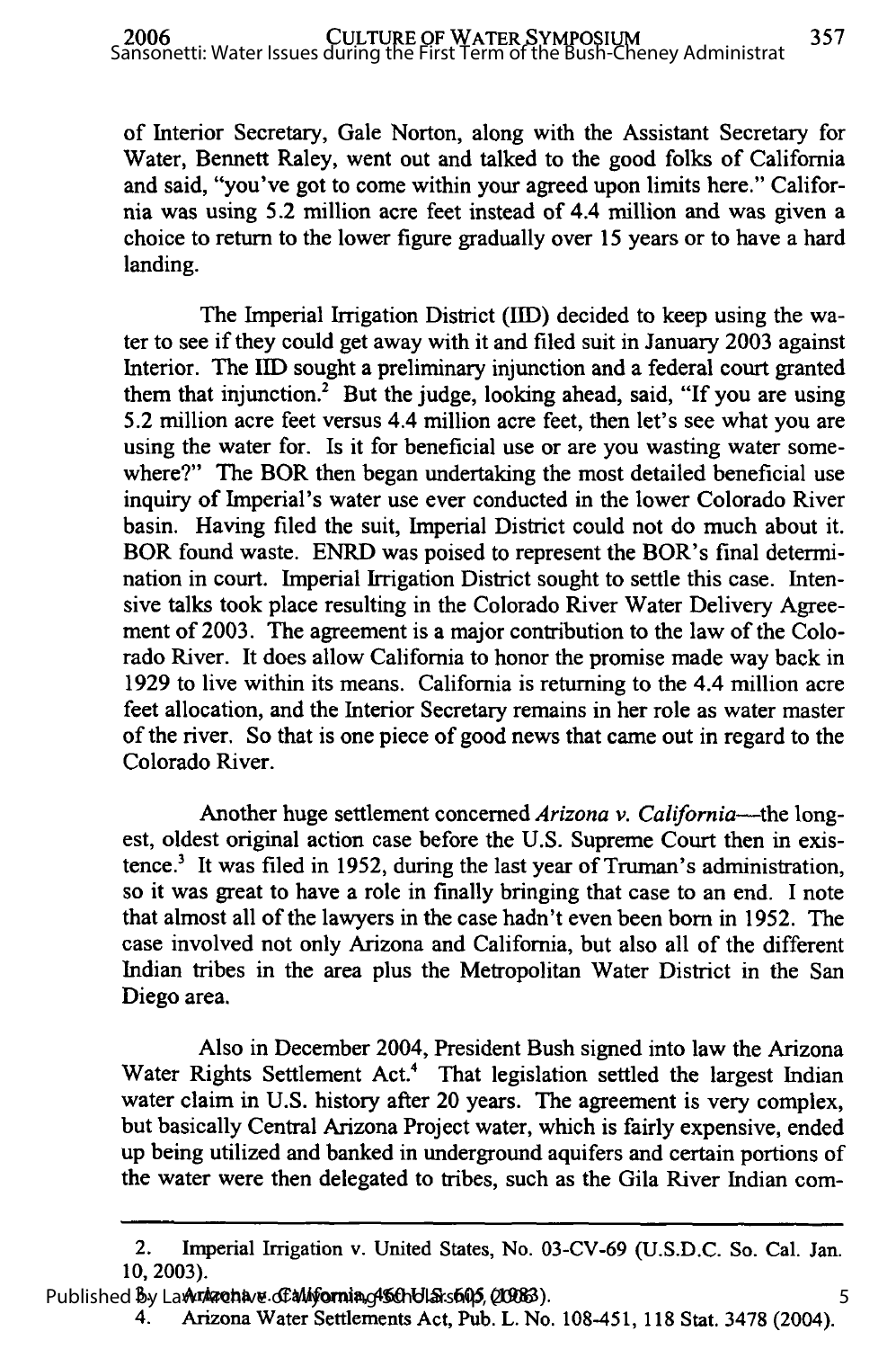of Interior Secretary, Gale Norton, along with the Assistant Secretary for Water, Bennett Raley, went out and talked to the good folks of California and said, "you've got to come within your agreed upon limits here." California was using 5.2 million acre feet instead of 4.4 million and was given a choice to return to the lower figure gradually over 15 years or to have a hard landing.

The Imperial Irrigation District (IID) decided to keep using the water to see if they could get away with it and filed suit in January 2003 against Interior. The IID sought a preliminary injunction and a federal court granted them that injunction.[2] But the judge, looking ahead, said, "If you are using 5.2 million acre feet versus 4.4 million acre feet, then let's see what you are using the water for. Is it for beneficial use or are you wasting water somewhere?" The BOR then began undertaking the most detailed beneficial use inquiry of Imperial's water use ever conducted in the lower Colorado River basin. Having filed the suit, Imperial District could not do much about it. BOR found waste. ENRD was poised to represent the BOR's final determination in court. Imperial Irrigation District sought to settle this case. Intensive talks took place resulting in the Colorado River Water Delivery Agreement of 2003. The agreement is a major contribution to the law of the Colorado River. It does allow California to honor the promise made way back in 1929 to live within its means. California is returning to the 4.4 million acre feet allocation, and the Interior Secretary remains in her role as water master of the river. So that is one piece of good news that came out in regard to the Colorado River.

Another huge settlement concerned *Arizona v. California*—the longest, oldest original action case before the U.S. Supreme Court then in existence.[3] It was filed in 1952, during the last year of Truman's administration, so it was great to have a role in finally bringing that case to an end. I note that almost all of the lawyers in the case hadn't even been born in 1952. The case involved not only Arizona and California, but also all of the different Indian tribes in the area plus the Metropolitan Water District in the San Diego area.

Also in December 2004, President Bush signed into law the Arizona Water Rights Settlement Act.[4] That legislation settled the largest Indian water claim in U.S. history after 20 years. The agreement is very complex, but basically Central Arizona Project water, which is fairly expensive, ended up being utilized and banked in underground aquifers and certain portions of the water were then delegated to tribes, such as the Gila River Indian com-

---

2. Imperial Irrigation v. United States, No. 03-CV-69 (U.S.D.C. So. Cal. Jan. 10, 2003).

3. Arizona v. California, 460 U.S. 605 (1983).

4. Arizona Water Settlements Act, Pub. L. No. 108-451, 118 Stat. 3478 (2004).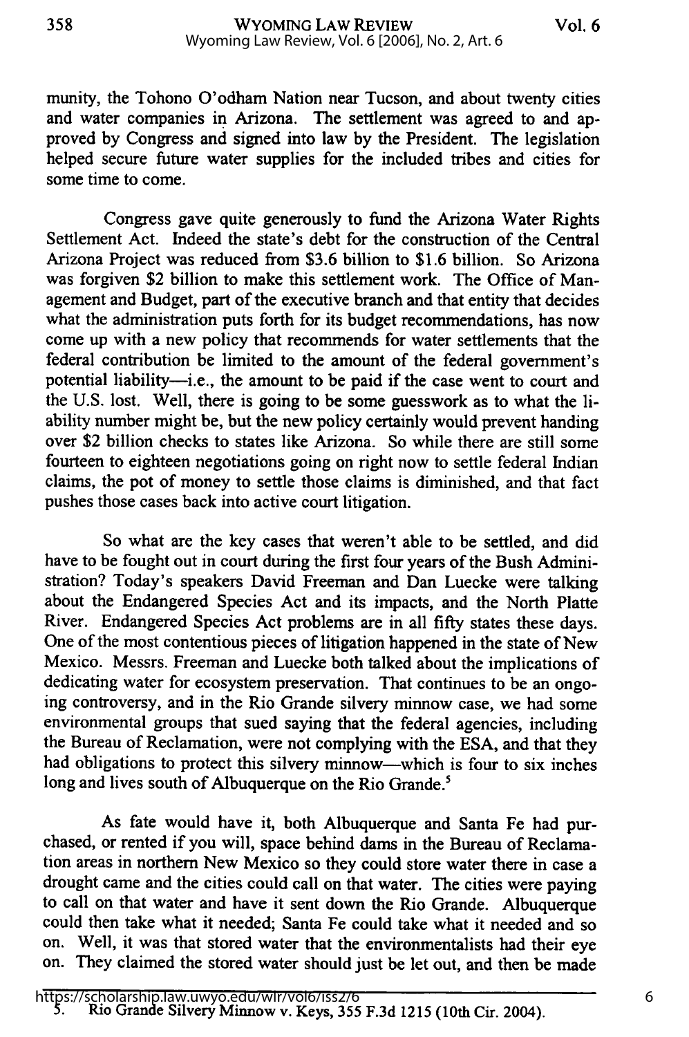munity, the Tohono O'odham Nation near Tucson, and about twenty cities and water companies in Arizona. The settlement was agreed to and approved by Congress and signed into law by the President. The legislation helped secure future water supplies for the included tribes and cities for some time to come.

Congress gave quite generously to fund the Arizona Water Rights Settlement Act. Indeed the state's debt for the construction of the Central Arizona Project was reduced from $3.6 billion to $1.6 billion. So Arizona was forgiven $2 billion to make this settlement work. The Office of Management and Budget, part of the executive branch and that entity that decides what the administration puts forth for its budget recommendations, has now come up with a new policy that recommends for water settlements that the federal contribution be limited to the amount of the federal government's potential liability—i.e., the amount to be paid if the case went to court and the U.S. lost. Well, there is going to be some guesswork as to what the liability number might be, but the new policy certainly would prevent handing over $2 billion checks to states like Arizona. So while there are still some fourteen to eighteen negotiations going on right now to settle federal Indian claims, the pot of money to settle those claims is diminished, and that fact pushes those cases back into active court litigation.

So what are the key cases that weren't able to be settled, and did have to be fought out in court during the first four years of the Bush Administration? Today's speakers David Freeman and Dan Luecke were talking about the Endangered Species Act and its impacts, and the North Platte River. Endangered Species Act problems are in all fifty states these days. One of the most contentious pieces of litigation happened in the state of New Mexico. Messrs. Freeman and Luecke both talked about the implications of dedicating water for ecosystem preservation. That continues to be an ongoing controversy, and in the Rio Grande silvery minnow case, we had some environmental groups that sued saying that the federal agencies, including the Bureau of Reclamation, were not complying with the ESA, and that they had obligations to protect this silvery minnow—which is four to six inches long and lives south of Albuquerque on the Rio Grande.[5]

As fate would have it, both Albuquerque and Santa Fe had purchased, or rented if you will, space behind dams in the Bureau of Reclamation areas in northern New Mexico so they could store water there in case a drought came and the cities could call on that water. The cities were paying to call on that water and have it sent down the Rio Grande. Albuquerque could then take what it needed; Santa Fe could take what it needed and so on. Well, it was that stored water that the environmentalists had their eye on. They claimed the stored water should just be let out, and then be made

5. Rio Grande Silvery Minnow v. Keys, 355 F.3d 1215 (10th Cir. 2004).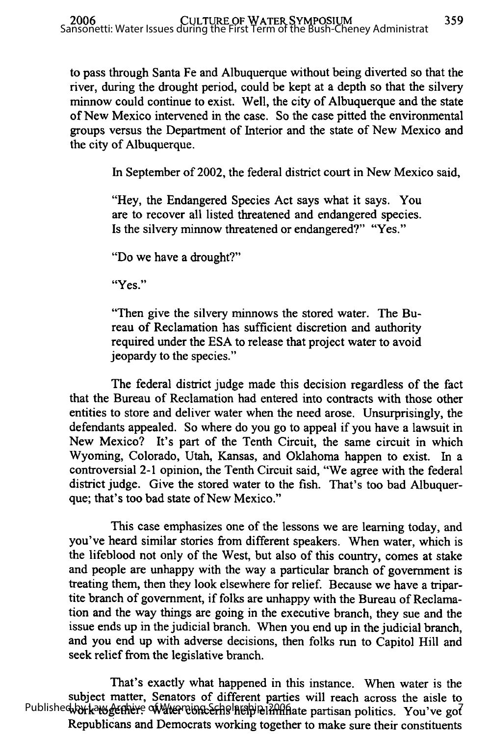to pass through Santa Fe and Albuquerque without being diverted so that the river, during the drought period, could be kept at a depth so that the silvery minnow could continue to exist. Well, the city of Albuquerque and the state of New Mexico intervened in the case. So the case pitted the environmental groups versus the Department of Interior and the state of New Mexico and the city of Albuquerque.

In September of 2002, the federal district court in New Mexico said,

> "Hey, the Endangered Species Act says what it says. You are to recover all listed threatened and endangered species. Is the silvery minnow threatened or endangered?" "Yes."
>
> "Do we have a drought?"
>
> "Yes."
>
> "Then give the silvery minnows the stored water. The Bureau of Reclamation has sufficient discretion and authority required under the ESA to release that project water to avoid jeopardy to the species."

The federal district judge made this decision regardless of the fact that the Bureau of Reclamation had entered into contracts with those other entities to store and deliver water when the need arose. Unsurprisingly, the defendants appealed. So where do you go to appeal if you have a lawsuit in New Mexico? It's part of the Tenth Circuit, the same circuit in which Wyoming, Colorado, Utah, Kansas, and Oklahoma happen to exist. In a controversial 2-1 opinion, the Tenth Circuit said, "We agree with the federal district judge. Give the stored water to the fish. That's too bad Albuquerque; that's too bad state of New Mexico."

This case emphasizes one of the lessons we are learning today, and you've heard similar stories from different speakers. When water, which is the lifeblood not only of the West, but also of this country, comes at stake and people are unhappy with the way a particular branch of government is treating them, then they look elsewhere for relief. Because we have a tripartite branch of government, if folks are unhappy with the Bureau of Reclamation and the way things are going in the executive branch, they sue and the issue ends up in the judicial branch. When you end up in the judicial branch, and you end up with adverse decisions, then folks run to Capitol Hill and seek relief from the legislative branch.

That's exactly what happened in this instance. When water is the subject matter, Senators of different parties will reach across the aisle to work together. Water concerns help eliminate partisan politics. You've got Republicans and Democrats working together to make sure their constituents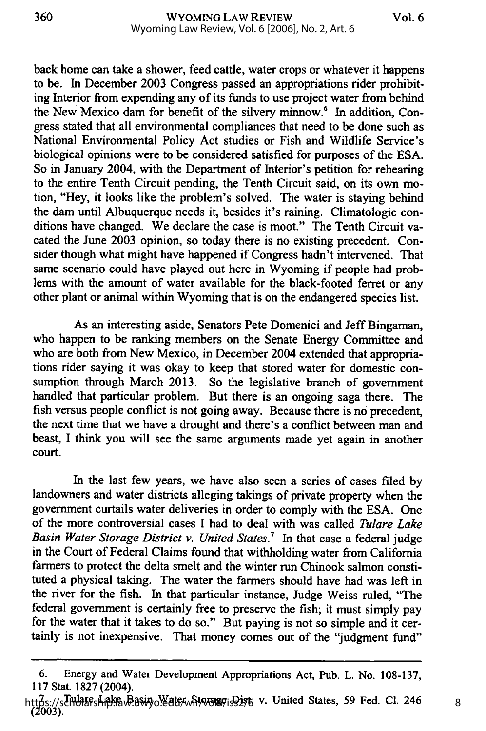back home can take a shower, feed cattle, water crops or whatever it happens to be. In December 2003 Congress passed an appropriations rider prohibiting Interior from expending any of its funds to use project water from behind the New Mexico dam for benefit of the silvery minnow.[6] In addition, Congress stated that all environmental compliances that need to be done such as National Environmental Policy Act studies or Fish and Wildlife Service's biological opinions were to be considered satisfied for purposes of the ESA. So in January 2004, with the Department of Interior's petition for rehearing to the entire Tenth Circuit pending, the Tenth Circuit said, on its own motion, "Hey, it looks like the problem's solved. The water is staying behind the dam until Albuquerque needs it, besides it's raining. Climatologic conditions have changed. We declare the case is moot." The Tenth Circuit vacated the June 2003 opinion, so today there is no existing precedent. Consider though what might have happened if Congress hadn't intervened. That same scenario could have played out here in Wyoming if people had problems with the amount of water available for the black-footed ferret or any other plant or animal within Wyoming that is on the endangered species list.

As an interesting aside, Senators Pete Domenici and Jeff Bingaman, who happen to be ranking members on the Senate Energy Committee and who are both from New Mexico, in December 2004 extended that appropriations rider saying it was okay to keep that stored water for domestic consumption through March 2013. So the legislative branch of government handled that particular problem. But there is an ongoing saga there. The fish versus people conflict is not going away. Because there is no precedent, the next time that we have a drought and there's a conflict between man and beast, I think you will see the same arguments made yet again in another court.

In the last few years, we have also seen a series of cases filed by landowners and water districts alleging takings of private property when the government curtails water deliveries in order to comply with the ESA. One of the more controversial cases I had to deal with was called *Tulare Lake Basin Water Storage District v. United States.*[7] In that case a federal judge in the Court of Federal Claims found that withholding water from California farmers to protect the delta smelt and the winter run Chinook salmon constituted a physical taking. The water the farmers should have had was left in the river for the fish. In that particular instance, Judge Weiss ruled, "The federal government is certainly free to preserve the fish; it must simply pay for the water that it takes to do so." But paying is not so simple and it certainly is not inexpensive. That money comes out of the "judgment fund"

6. Energy and Water Development Appropriations Act, Pub. L. No. 108-137, 117 Stat. 1827 (2004).

7. Tulare Lake Basin Water Storage Dist. v. United States, 59 Fed. Cl. 246 (2003).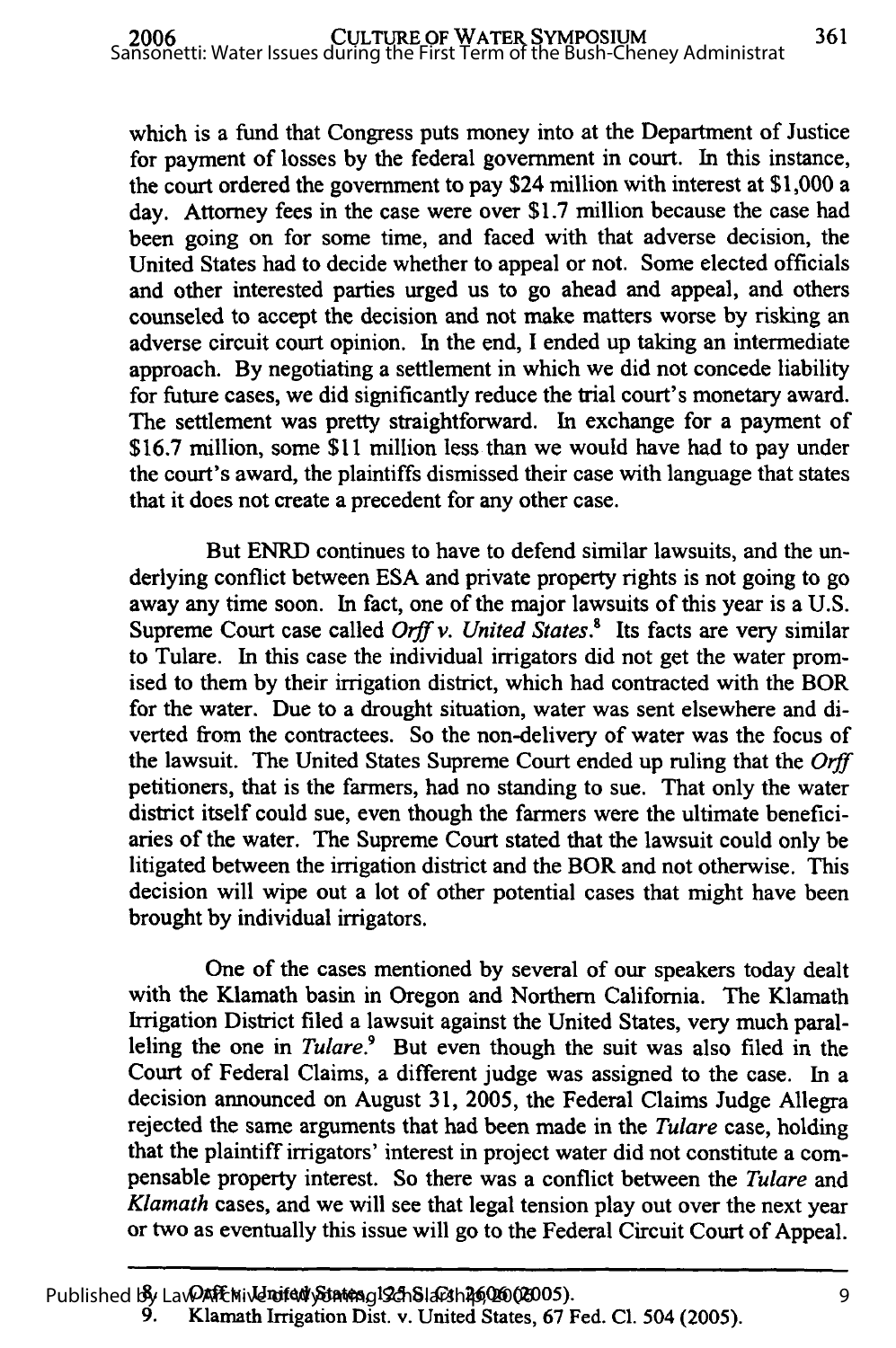which is a fund that Congress puts money into at the Department of Justice for payment of losses by the federal government in court. In this instance, the court ordered the government to pay $24 million with interest at $1,000 a day. Attorney fees in the case were over $1.7 million because the case had been going on for some time, and faced with that adverse decision, the United States had to decide whether to appeal or not. Some elected officials and other interested parties urged us to go ahead and appeal, and others counseled to accept the decision and not make matters worse by risking an adverse circuit court opinion. In the end, I ended up taking an intermediate approach. By negotiating a settlement in which we did not concede liability for future cases, we did significantly reduce the trial court's monetary award. The settlement was pretty straightforward. In exchange for a payment of $16.7 million, some $11 million less than we would have had to pay under the court's award, the plaintiffs dismissed their case with language that states that it does not create a precedent for any other case.

But ENRD continues to have to defend similar lawsuits, and the underlying conflict between ESA and private property rights is not going to go away any time soon. In fact, one of the major lawsuits of this year is a U.S. Supreme Court case called *Orff v. United States*.[8] Its facts are very similar to Tulare. In this case the individual irrigators did not get the water promised to them by their irrigation district, which had contracted with the BOR for the water. Due to a drought situation, water was sent elsewhere and diverted from the contractees. So the non-delivery of water was the focus of the lawsuit. The United States Supreme Court ended up ruling that the *Orff* petitioners, that is the farmers, had no standing to sue. That only the water district itself could sue, even though the farmers were the ultimate beneficiaries of the water. The Supreme Court stated that the lawsuit could only be litigated between the irrigation district and the BOR and not otherwise. This decision will wipe out a lot of other potential cases that might have been brought by individual irrigators.

One of the cases mentioned by several of our speakers today dealt with the Klamath basin in Oregon and Northern California. The Klamath Irrigation District filed a lawsuit against the United States, very much paralleling the one in *Tulare*.[9] But even though the suit was also filed in the Court of Federal Claims, a different judge was assigned to the case. In a decision announced on August 31, 2005, the Federal Claims Judge Allegra rejected the same arguments that had been made in the *Tulare* case, holding that the plaintiff irrigators' interest in project water did not constitute a compensable property interest. So there was a conflict between the *Tulare* and *Klamath* cases, and we will see that legal tension play out over the next year or two as eventually this issue will go to the Federal Circuit Court of Appeal.

---

8. Orff v. United States, 125 S. Ct. 2606 (2005).
9. Klamath Irrigation Dist. v. United States, 67 Fed. Cl. 504 (2005).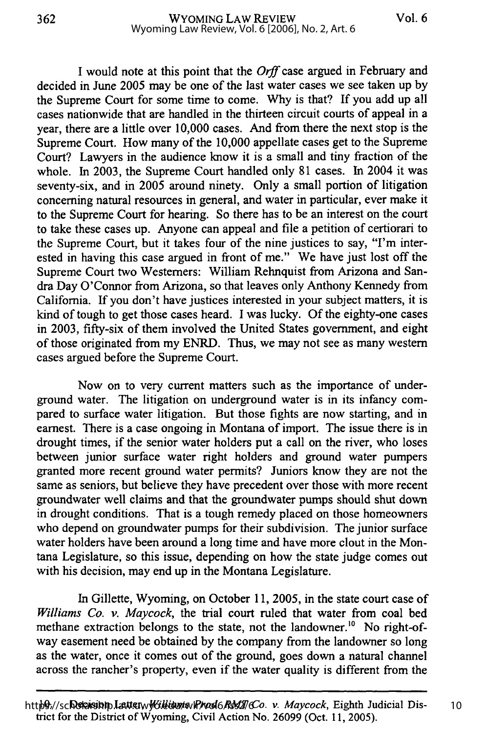I would note at this point that the *Orff* case argued in February and decided in June 2005 may be one of the last water cases we see taken up by the Supreme Court for some time to come. Why is that? If you add up all cases nationwide that are handled in the thirteen circuit courts of appeal in a year, there are a little over 10,000 cases. And from there the next stop is the Supreme Court. How many of the 10,000 appellate cases get to the Supreme Court? Lawyers in the audience know it is a small and tiny fraction of the whole. In 2003, the Supreme Court handled only 81 cases. In 2004 it was seventy-six, and in 2005 around ninety. Only a small portion of litigation concerning natural resources in general, and water in particular, ever make it to the Supreme Court for hearing. So there has to be an interest on the court to take these cases up. Anyone can appeal and file a petition of certiorari to the Supreme Court, but it takes four of the nine justices to say, "I'm interested in having this case argued in front of me." We have just lost off the Supreme Court two Westerners: William Rehnquist from Arizona and Sandra Day O'Connor from Arizona, so that leaves only Anthony Kennedy from California. If you don't have justices interested in your subject matters, it is kind of tough to get those cases heard. I was lucky. Of the eighty-one cases in 2003, fifty-six of them involved the United States government, and eight of those originated from my ENRD. Thus, we may not see as many western cases argued before the Supreme Court.

Now on to very current matters such as the importance of underground water. The litigation on underground water is in its infancy compared to surface water litigation. But those fights are now starting, and in earnest. There is a case ongoing in Montana of import. The issue there is in drought times, if the senior water holders put a call on the river, who loses between junior surface water right holders and ground water pumpers granted more recent ground water permits? Juniors know they are not the same as seniors, but believe they have precedent over those with more recent groundwater well claims and that the groundwater pumps should shut down in drought conditions. That is a tough remedy placed on those homeowners who depend on groundwater pumps for their subdivision. The junior surface water holders have been around a long time and have more clout in the Montana Legislature, so this issue, depending on how the state judge comes out with his decision, may end up in the Montana Legislature.

In Gillette, Wyoming, on October 11, 2005, in the state court case of *Williams Co. v. Maycock*, the trial court ruled that water from coal bed methane extraction belongs to the state, not the landowner.[10] No right-of-way easement need be obtained by the company from the landowner so long as the water, once it comes out of the ground, goes down a natural channel across the rancher's property, even if the water quality is different from the

---

10. Decision Letter, *Williams Prod. RMT Co. v. Maycock*, Eighth Judicial District for the District of Wyoming, Civil Action No. 26099 (Oct. 11, 2005).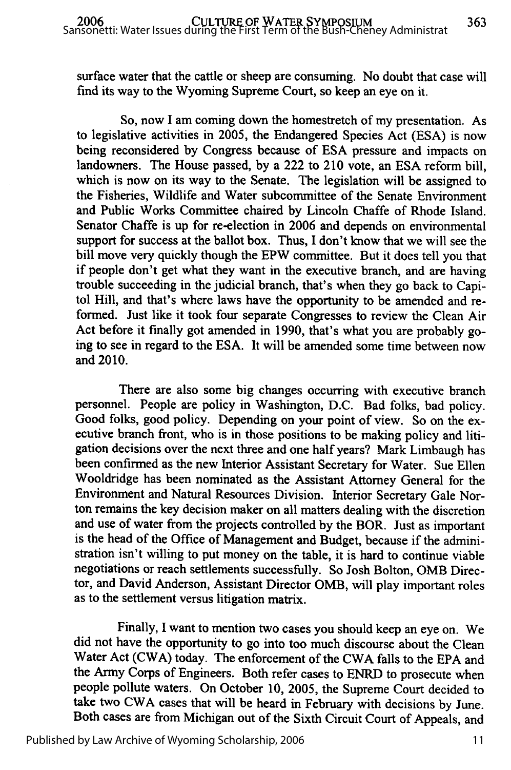surface water that the cattle or sheep are consuming. No doubt that case will find its way to the Wyoming Supreme Court, so keep an eye on it.

So, now I am coming down the homestretch of my presentation. As to legislative activities in 2005, the Endangered Species Act (ESA) is now being reconsidered by Congress because of ESA pressure and impacts on landowners. The House passed, by a 222 to 210 vote, an ESA reform bill, which is now on its way to the Senate. The legislation will be assigned to the Fisheries, Wildlife and Water subcommittee of the Senate Environment and Public Works Committee chaired by Lincoln Chaffe of Rhode Island. Senator Chaffe is up for re-election in 2006 and depends on environmental support for success at the ballot box. Thus, I don't know that we will see the bill move very quickly though the EPW committee. But it does tell you that if people don't get what they want in the executive branch, and are having trouble succeeding in the judicial branch, that's when they go back to Capitol Hill, and that's where laws have the opportunity to be amended and reformed. Just like it took four separate Congresses to review the Clean Air Act before it finally got amended in 1990, that's what you are probably going to see in regard to the ESA. It will be amended some time between now and 2010.

There are also some big changes occurring with executive branch personnel. People are policy in Washington, D.C. Bad folks, bad policy. Good folks, good policy. Depending on your point of view. So on the executive branch front, who is in those positions to be making policy and litigation decisions over the next three and one half years? Mark Limbaugh has been confirmed as the new Interior Assistant Secretary for Water. Sue Ellen Wooldridge has been nominated as the Assistant Attorney General for the Environment and Natural Resources Division. Interior Secretary Gale Norton remains the key decision maker on all matters dealing with the discretion and use of water from the projects controlled by the BOR. Just as important is the head of the Office of Management and Budget, because if the administration isn't willing to put money on the table, it is hard to continue viable negotiations or reach settlements successfully. So Josh Bolton, OMB Director, and David Anderson, Assistant Director OMB, will play important roles as to the settlement versus litigation matrix.

Finally, I want to mention two cases you should keep an eye on. We did not have the opportunity to go into too much discourse about the Clean Water Act (CWA) today. The enforcement of the CWA falls to the EPA and the Army Corps of Engineers. Both refer cases to ENRD to prosecute when people pollute waters. On October 10, 2005, the Supreme Court decided to take two CWA cases that will be heard in February with decisions by June. Both cases are from Michigan out of the Sixth Circuit Court of Appeals, and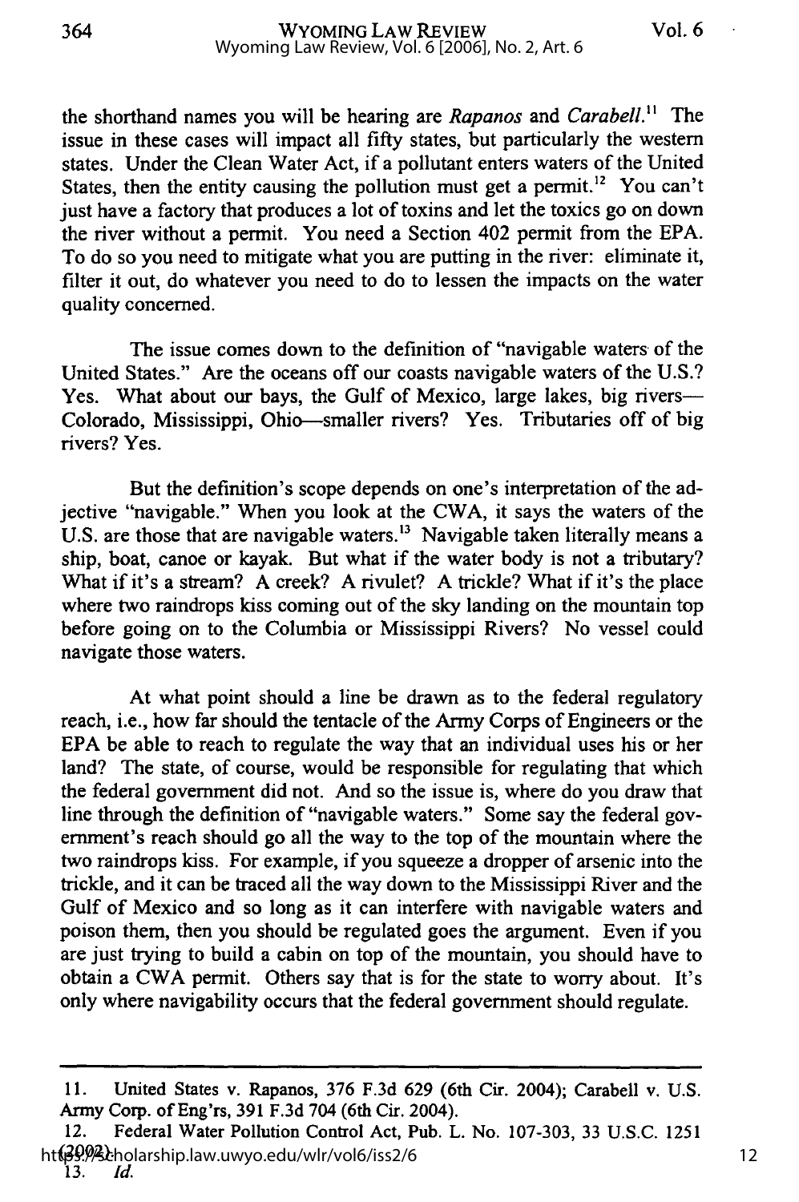the shorthand names you will be hearing are *Rapanos* and *Carabell*.[11] The issue in these cases will impact all fifty states, but particularly the western states. Under the Clean Water Act, if a pollutant enters waters of the United States, then the entity causing the pollution must get a permit.[12] You can't just have a factory that produces a lot of toxins and let the toxics go on down the river without a permit. You need a Section 402 permit from the EPA. To do so you need to mitigate what you are putting in the river: eliminate it, filter it out, do whatever you need to do to lessen the impacts on the water quality concerned.

The issue comes down to the definition of "navigable waters of the United States." Are the oceans off our coasts navigable waters of the U.S.? Yes. What about our bays, the Gulf of Mexico, large lakes, big rivers—Colorado, Mississippi, Ohio—smaller rivers? Yes. Tributaries off of big rivers? Yes.

But the definition's scope depends on one's interpretation of the adjective "navigable." When you look at the CWA, it says the waters of the U.S. are those that are navigable waters.[13] Navigable taken literally means a ship, boat, canoe or kayak. But what if the water body is not a tributary? What if it's a stream? A creek? A rivulet? A trickle? What if it's the place where two raindrops kiss coming out of the sky landing on the mountain top before going on to the Columbia or Mississippi Rivers? No vessel could navigate those waters.

At what point should a line be drawn as to the federal regulatory reach, i.e., how far should the tentacle of the Army Corps of Engineers or the EPA be able to reach to regulate the way that an individual uses his or her land? The state, of course, would be responsible for regulating that which the federal government did not. And so the issue is, where do you draw that line through the definition of "navigable waters." Some say the federal government's reach should go all the way to the top of the mountain where the two raindrops kiss. For example, if you squeeze a dropper of arsenic into the trickle, and it can be traced all the way down to the Mississippi River and the Gulf of Mexico and so long as it can interfere with navigable waters and poison them, then you should be regulated goes the argument. Even if you are just trying to build a cabin on top of the mountain, you should have to obtain a CWA permit. Others say that is for the state to worry about. It's only where navigability occurs that the federal government should regulate.

---

11. United States v. Rapanos, 376 F.3d 629 (6th Cir. 2004); Carabell v. U.S. Army Corp. of Eng'rs, 391 F.3d 704 (6th Cir. 2004).
12. Federal Water Pollution Control Act, Pub. L. No. 107-303, 33 U.S.C. 1251 (2002).
13. *Id.*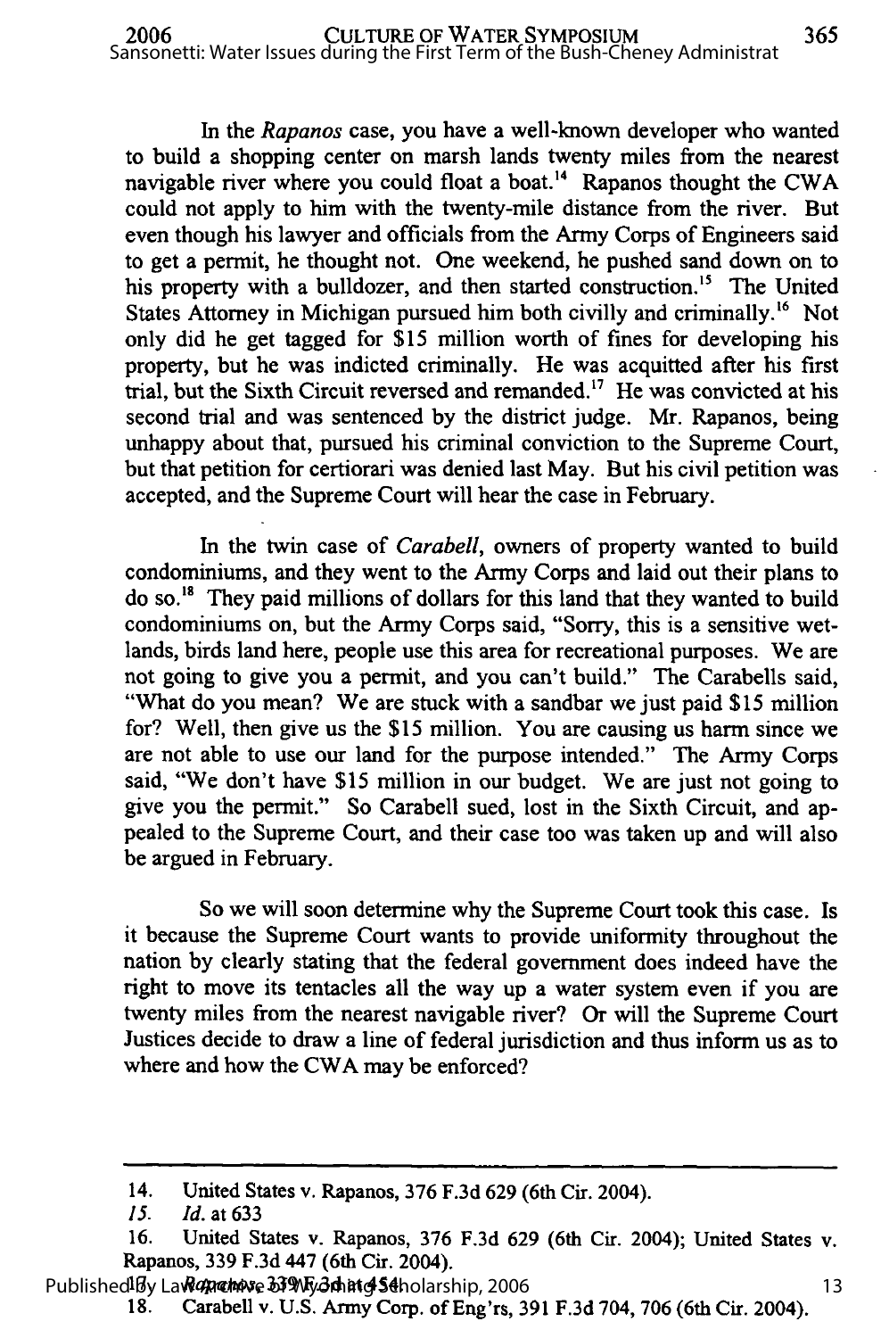In the *Rapanos* case, you have a well-known developer who wanted to build a shopping center on marsh lands twenty miles from the nearest navigable river where you could float a boat.[14] Rapanos thought the CWA could not apply to him with the twenty-mile distance from the river. But even though his lawyer and officials from the Army Corps of Engineers said to get a permit, he thought not. One weekend, he pushed sand down on to his property with a bulldozer, and then started construction.[15] The United States Attorney in Michigan pursued him both civilly and criminally.[16] Not only did he get tagged for $15 million worth of fines for developing his property, but he was indicted criminally. He was acquitted after his first trial, but the Sixth Circuit reversed and remanded.[17] He was convicted at his second trial and was sentenced by the district judge. Mr. Rapanos, being unhappy about that, pursued his criminal conviction to the Supreme Court, but that petition for certiorari was denied last May. But his civil petition was accepted, and the Supreme Court will hear the case in February.

In the twin case of *Carabell*, owners of property wanted to build condominiums, and they went to the Army Corps and laid out their plans to do so.[18] They paid millions of dollars for this land that they wanted to build condominiums on, but the Army Corps said, "Sorry, this is a sensitive wetlands, birds land here, people use this area for recreational purposes. We are not going to give you a permit, and you can't build." The Carabells said, "What do you mean? We are stuck with a sandbar we just paid $15 million for? Well, then give us the $15 million. You are causing us harm since we are not able to use our land for the purpose intended." The Army Corps said, "We don't have $15 million in our budget. We are just not going to give you the permit." So Carabell sued, lost in the Sixth Circuit, and appealed to the Supreme Court, and their case too was taken up and will also be argued in February.

So we will soon determine why the Supreme Court took this case. Is it because the Supreme Court wants to provide uniformity throughout the nation by clearly stating that the federal government does indeed have the right to move its tentacles all the way up a water system even if you are twenty miles from the nearest navigable river? Or will the Supreme Court Justices decide to draw a line of federal jurisdiction and thus inform us as to where and how the CWA may be enforced?

---

14. United States v. Rapanos, 376 F.3d 629 (6th Cir. 2004).
15. *Id.* at 633
16. United States v. Rapanos, 376 F.3d 629 (6th Cir. 2004); United States v. Rapanos, 339 F.3d 447 (6th Cir. 2004).
17. *Rapanos*, 339 F.3d at 454.
18. Carabell v. U.S. Army Corp. of Eng'rs, 391 F.3d 704, 706 (6th Cir. 2004).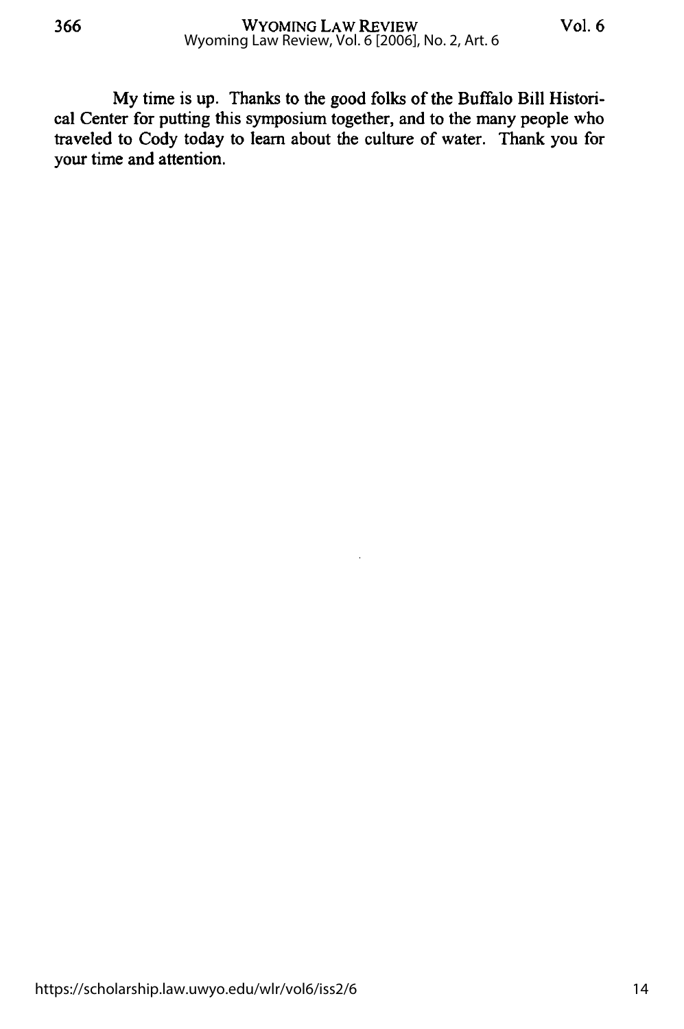My time is up. Thanks to the good folks of the Buffalo Bill Historical Center for putting this symposium together, and to the many people who traveled to Cody today to learn about the culture of water. Thank you for your time and attention.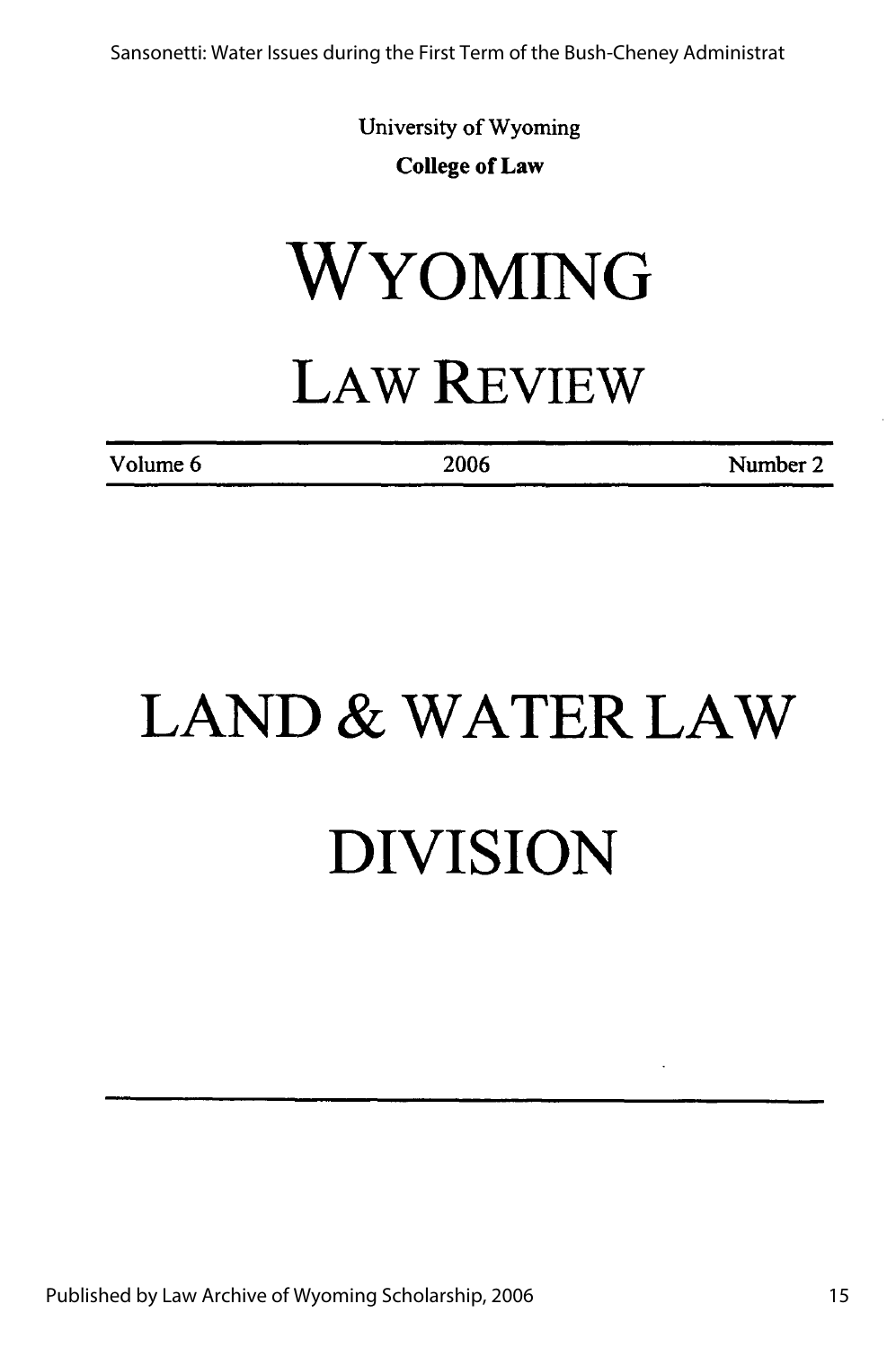University of Wyoming

**College of Law**

# WYOMING

# LAW REVIEW

| Volume 6 | 2006 | Number 2 |
|---|---|---|

# LAND & WATER LAW

# DIVISION